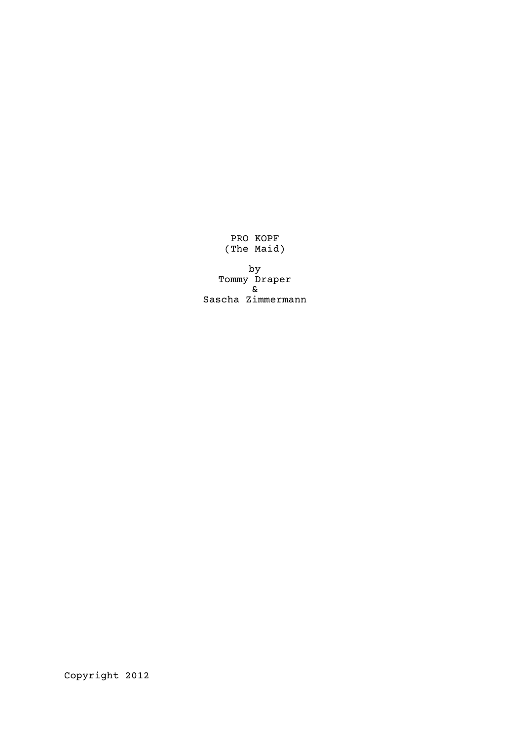# PRO KOPF
## (The Maid)

by
Tommy Draper
&
Sascha Zimmermann

Copyright 2012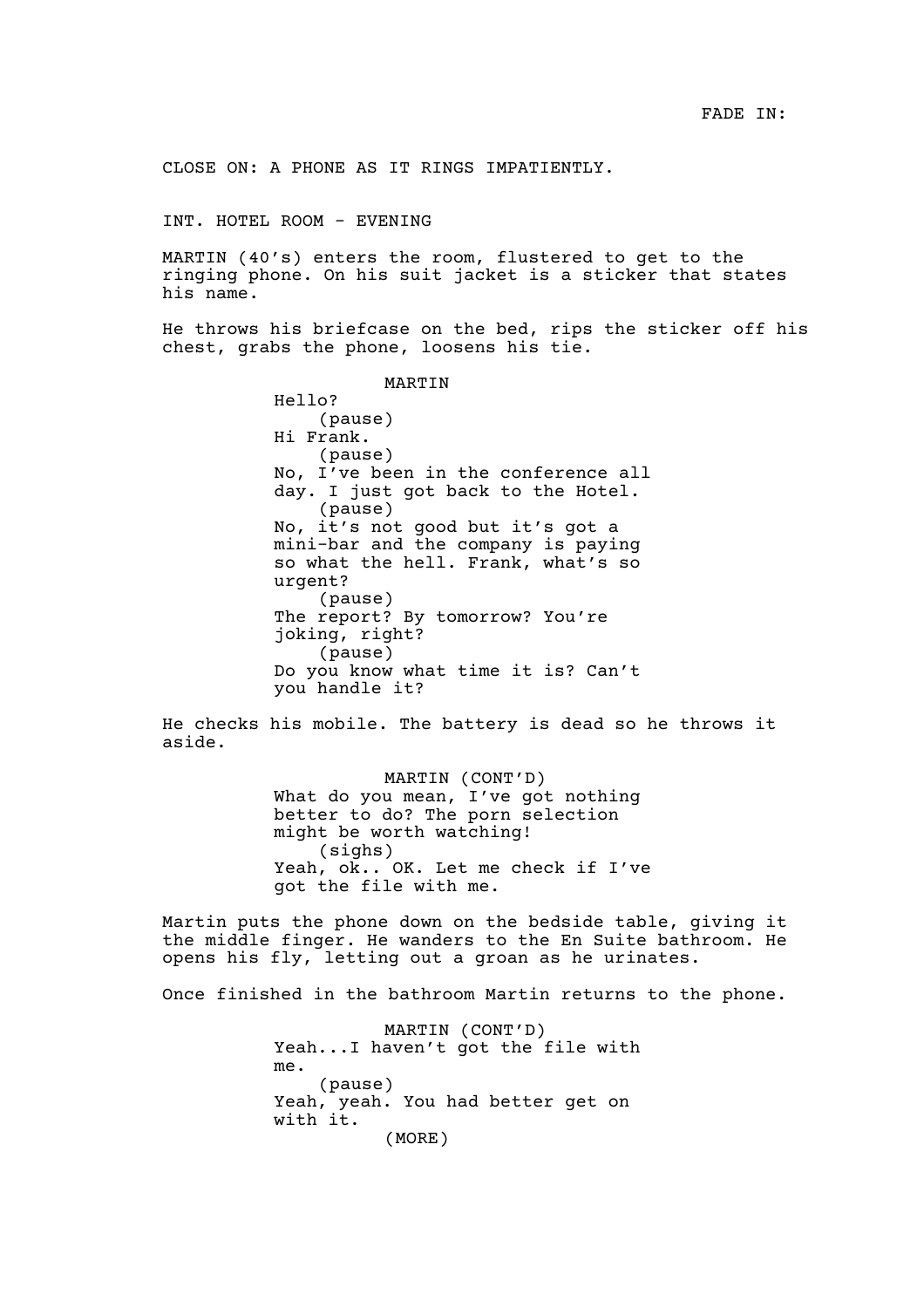FADE IN:

CLOSE ON: A PHONE AS IT RINGS IMPATIENTLY.

INT. HOTEL ROOM - EVENING

MARTIN (40's) enters the room, flustered to get to the ringing phone. On his suit jacket is a sticker that states his name.

He throws his briefcase on the bed, rips the sticker off his chest, grabs the phone, loosens his tie.

MARTIN
Hello?
(pause)
Hi Frank.
(pause)
No, I've been in the conference all day. I just got back to the Hotel.
(pause)
No, it's not good but it's got a mini-bar and the company is paying so what the hell. Frank, what's so urgent?
(pause)
The report? By tomorrow? You're joking, right?
(pause)
Do you know what time it is? Can't you handle it?

He checks his mobile. The battery is dead so he throws it aside.

MARTIN (CONT'D)
What do you mean, I've got nothing better to do? The porn selection might be worth watching!
(sighs)
Yeah, ok.. OK. Let me check if I've got the file with me.

Martin puts the phone down on the bedside table, giving it the middle finger. He wanders to the En Suite bathroom. He opens his fly, letting out a groan as he urinates.

Once finished in the bathroom Martin returns to the phone.

MARTIN (CONT'D)
Yeah...I haven't got the file with me.
(pause)
Yeah, yeah. You had better get on with it.
(MORE)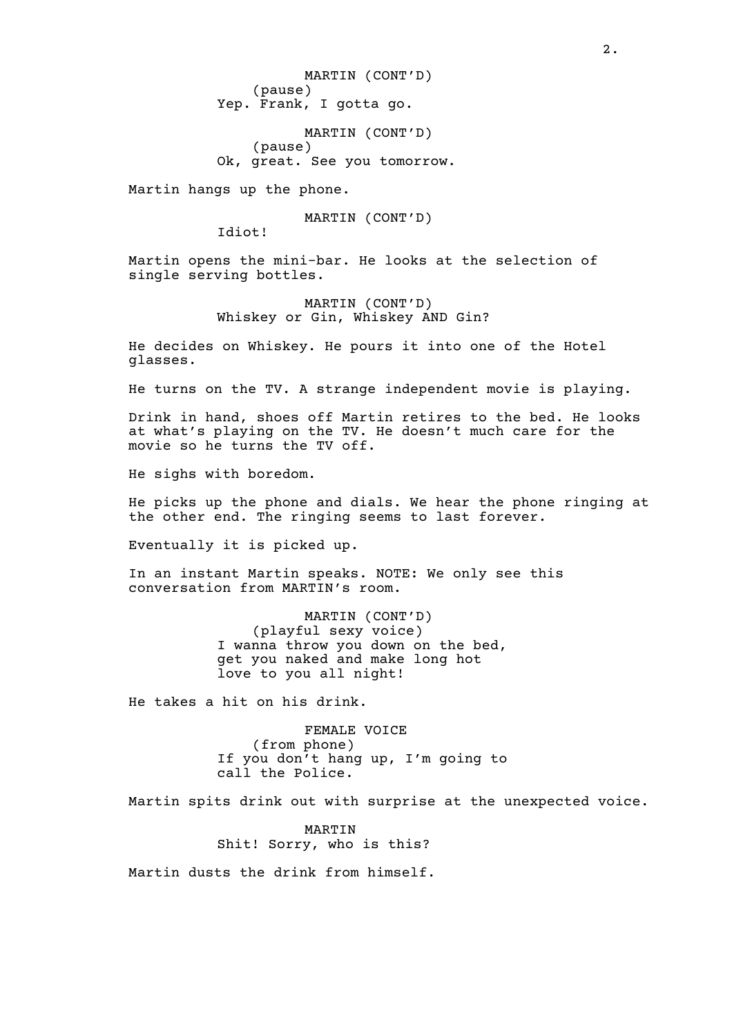MARTIN (CONT'D)
(pause)
Yep. Frank, I gotta go.

MARTIN (CONT'D)
(pause)
Ok, great. See you tomorrow.

Martin hangs up the phone.

MARTIN (CONT'D)
Idiot!

Martin opens the mini-bar. He looks at the selection of single serving bottles.

MARTIN (CONT'D)
Whiskey or Gin, Whiskey AND Gin?

He decides on Whiskey. He pours it into one of the Hotel glasses.

He turns on the TV. A strange independent movie is playing.

Drink in hand, shoes off Martin retires to the bed. He looks at what's playing on the TV. He doesn't much care for the movie so he turns the TV off.

He sighs with boredom.

He picks up the phone and dials. We hear the phone ringing at the other end. The ringing seems to last forever.

Eventually it is picked up.

In an instant Martin speaks. NOTE: We only see this conversation from MARTIN's room.

MARTIN (CONT'D)
(playful sexy voice)
I wanna throw you down on the bed, get you naked and make long hot love to you all night!

He takes a hit on his drink.

FEMALE VOICE
(from phone)
If you don't hang up, I'm going to call the Police.

Martin spits drink out with surprise at the unexpected voice.

MARTIN
Shit! Sorry, who is this?

Martin dusts the drink from himself.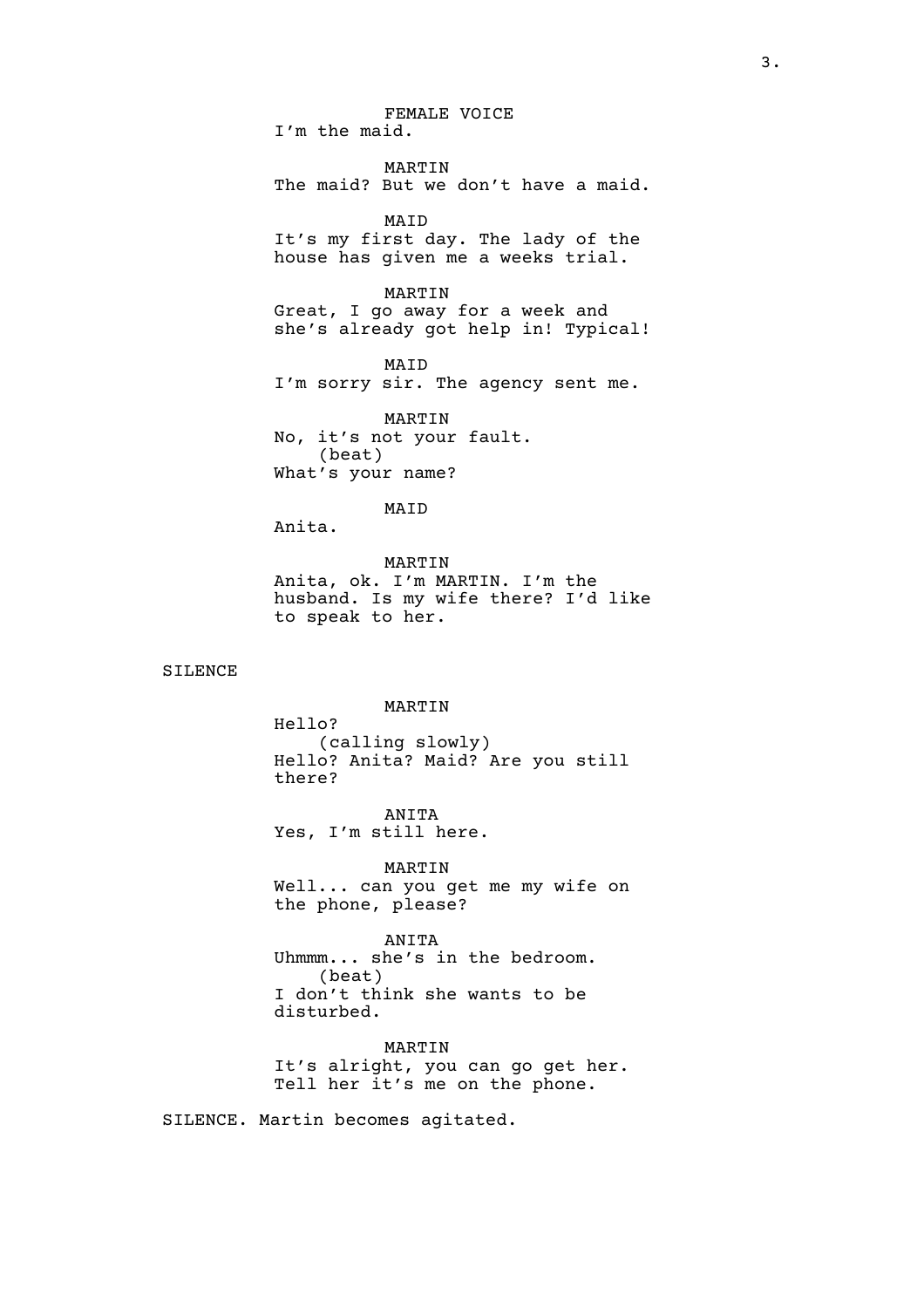FEMALE VOICE
I'm the maid.

MARTIN
The maid? But we don't have a maid.

MAID
It's my first day. The lady of the house has given me a weeks trial.

MARTIN
Great, I go away for a week and she's already got help in! Typical!

MAID
I'm sorry sir. The agency sent me.

MARTIN
No, it's not your fault.
(beat)
What's your name?

MAID
Anita.

MARTIN
Anita, ok. I'm MARTIN. I'm the husband. Is my wife there? I'd like to speak to her.

SILENCE

MARTIN
Hello?
(calling slowly)
Hello? Anita? Maid? Are you still there?

ANITA
Yes, I'm still here.

MARTIN
Well... can you get me my wife on the phone, please?

ANITA
Uhmmm... she's in the bedroom.
(beat)
I don't think she wants to be disturbed.

MARTIN
It's alright, you can go get her. Tell her it's me on the phone.

SILENCE. Martin becomes agitated.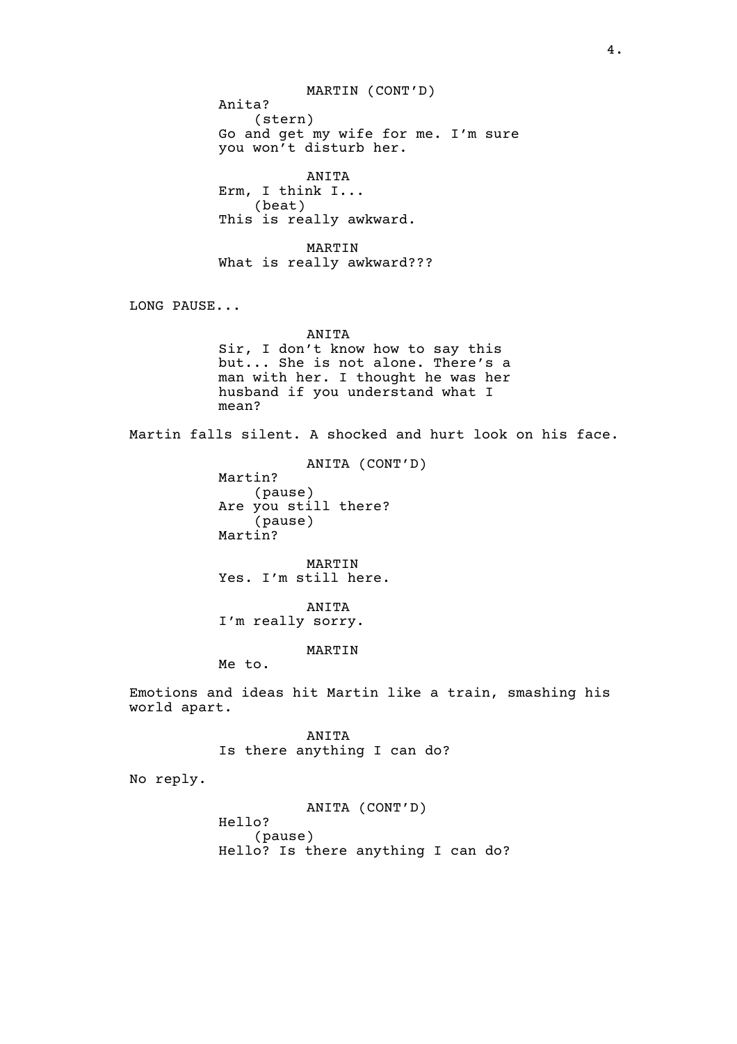MARTIN (CONT'D)
Anita?
(stern)
Go and get my wife for me. I'm sure you won't disturb her.

ANITA
Erm, I think I...
(beat)
This is really awkward.

MARTIN
What is really awkward???

LONG PAUSE...

ANITA
Sir, I don't know how to say this but... She is not alone. There's a man with her. I thought he was her husband if you understand what I mean?

Martin falls silent. A shocked and hurt look on his face.

ANITA (CONT'D)
Martin?
(pause)
Are you still there?
(pause)
Martin?

MARTIN
Yes. I'm still here.

ANITA
I'm really sorry.

MARTIN
Me to.

Emotions and ideas hit Martin like a train, smashing his world apart.

ANITA
Is there anything I can do?

No reply.

ANITA (CONT'D)
Hello?
(pause)
Hello? Is there anything I can do?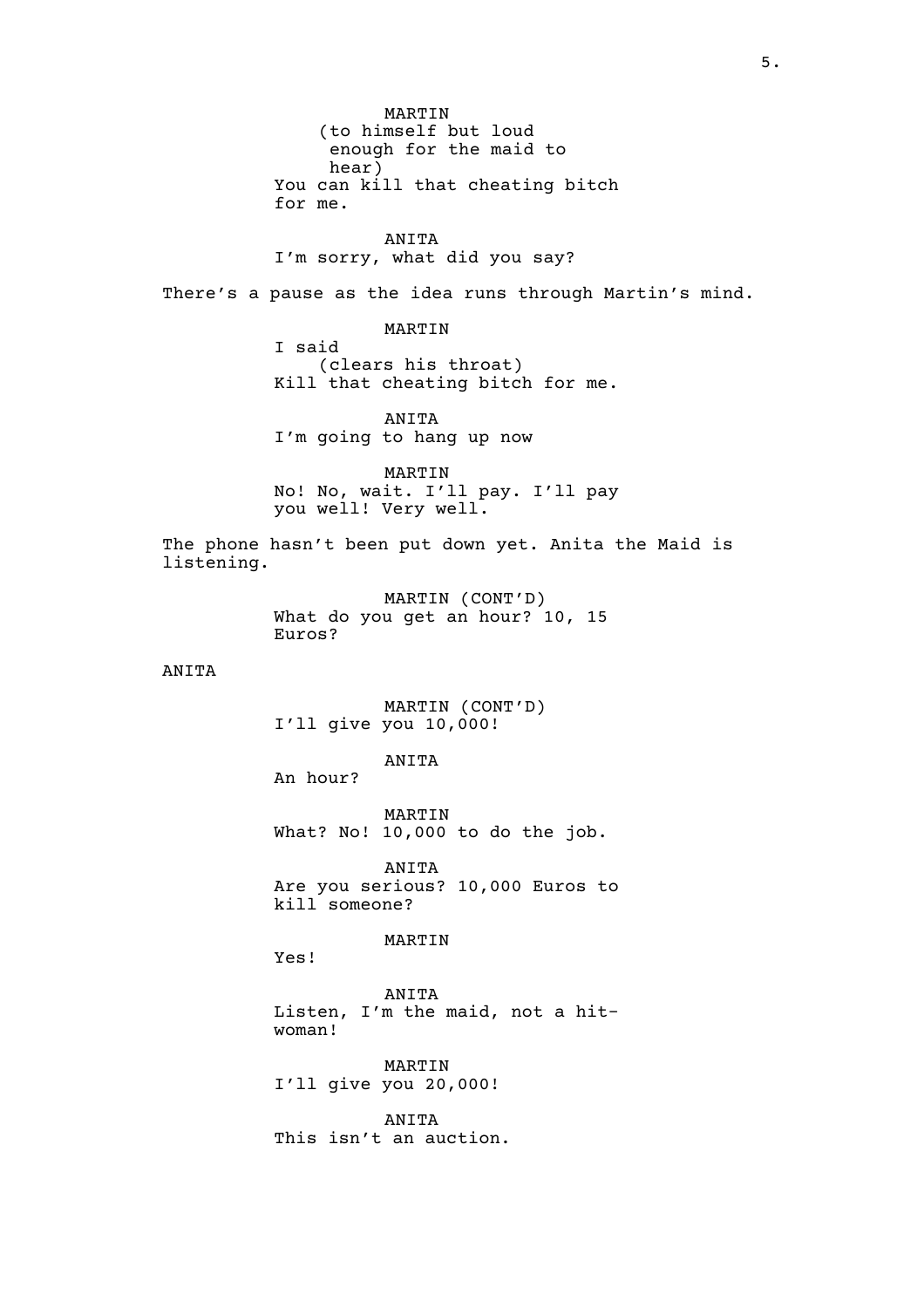MARTIN
(to himself but loud enough for the maid to hear)
You can kill that cheating bitch for me.

ANITA
I'm sorry, what did you say?

There's a pause as the idea runs through Martin's mind.

MARTIN
I said
(clears his throat)
Kill that cheating bitch for me.

ANITA
I'm going to hang up now

MARTIN
No! No, wait. I'll pay. I'll pay you well! Very well.

The phone hasn't been put down yet. Anita the Maid is listening.

MARTIN (CONT'D)
What do you get an hour? 10, 15 Euros?

ANITA

MARTIN (CONT'D)
I'll give you 10,000!

ANITA
An hour?

MARTIN
What? No! 10,000 to do the job.

ANITA
Are you serious? 10,000 Euros to kill someone?

MARTIN
Yes!

ANITA
Listen, I'm the maid, not a hit-woman!

MARTIN
I'll give you 20,000!

ANITA
This isn't an auction.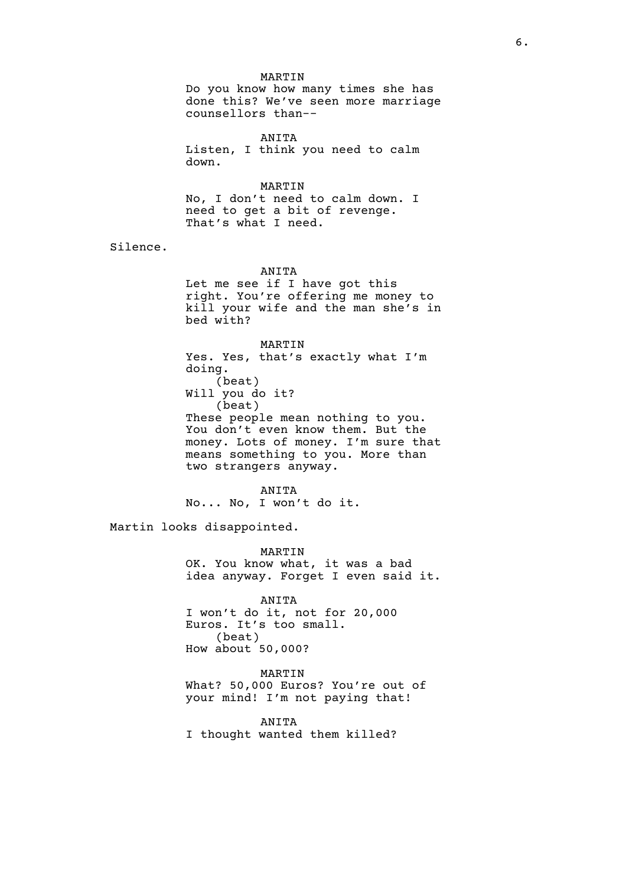MARTIN
Do you know how many times she has done this? We've seen more marriage counsellors than--

ANITA
Listen, I think you need to calm down.

MARTIN
No, I don't need to calm down. I need to get a bit of revenge. That's what I need.

Silence.

ANITA
Let me see if I have got this right. You're offering me money to kill your wife and the man she's in bed with?

MARTIN
Yes. Yes, that's exactly what I'm doing.
(beat)
Will you do it?
(beat)
These people mean nothing to you. You don't even know them. But the money. Lots of money. I'm sure that means something to you. More than two strangers anyway.

ANITA
No... No, I won't do it.

Martin looks disappointed.

MARTIN
OK. You know what, it was a bad idea anyway. Forget I even said it.

ANITA
I won't do it, not for 20,000 Euros. It's too small.
(beat)
How about 50,000?

MARTIN
What? 50,000 Euros? You're out of your mind! I'm not paying that!

ANITA
I thought wanted them killed?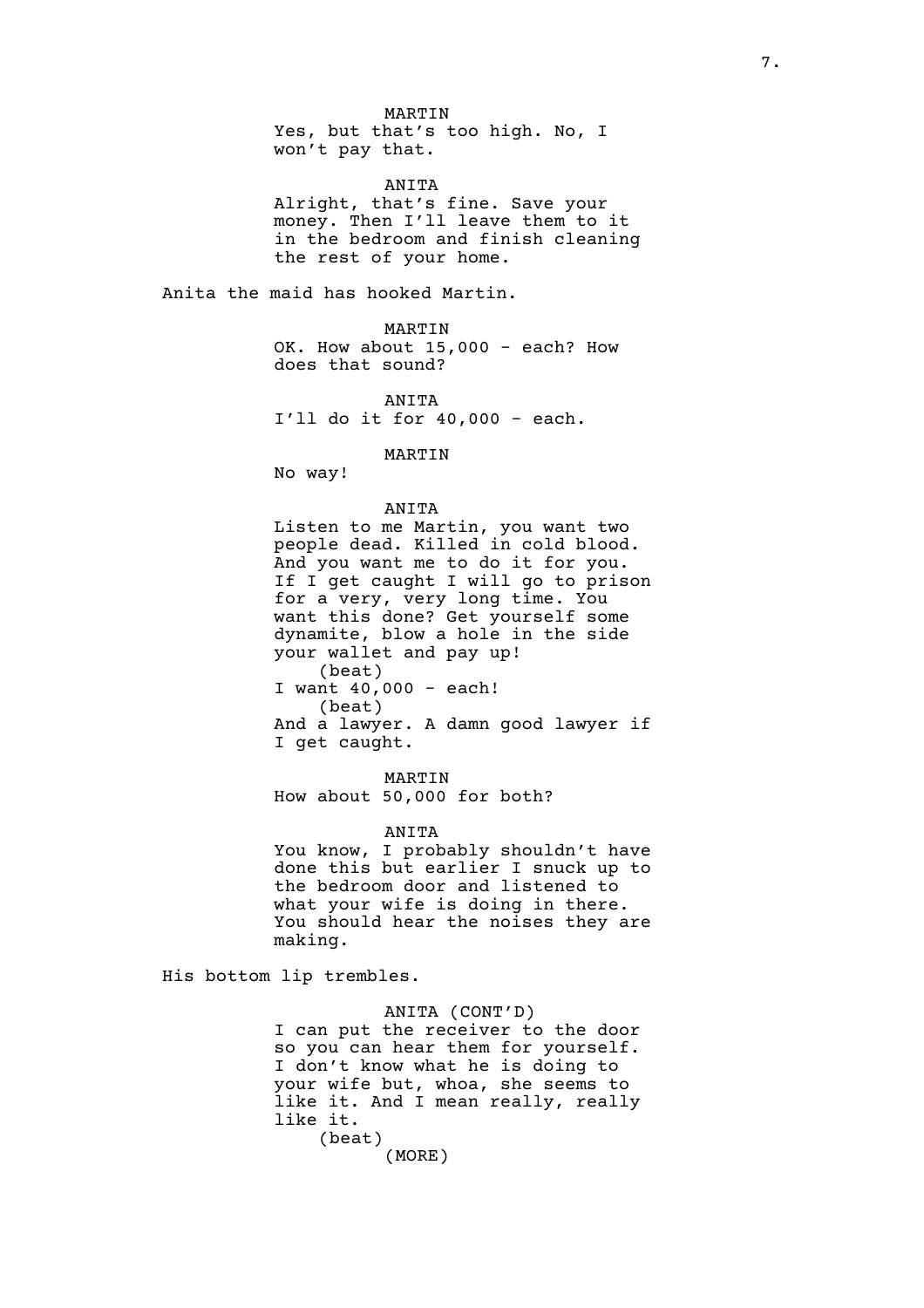MARTIN

Yes, but that's too high. No, I won't pay that.

ANITA

Alright, that's fine. Save your money. Then I'll leave them to it in the bedroom and finish cleaning the rest of your home.

Anita the maid has hooked Martin.

MARTIN

OK. How about 15,000 - each? How does that sound?

ANITA

I'll do it for 40,000 - each.

MARTIN

No way!

ANITA

Listen to me Martin, you want two people dead. Killed in cold blood. And you want me to do it for you. If I get caught I will go to prison for a very, very long time. You want this done? Get yourself some dynamite, blow a hole in the side your wallet and pay up!

(beat)

I want 40,000 - each!

(beat)

And a lawyer. A damn good lawyer if I get caught.

MARTIN

How about 50,000 for both?

ANITA

You know, I probably shouldn't have done this but earlier I snuck up to the bedroom door and listened to what your wife is doing in there. You should hear the noises they are making.

His bottom lip trembles.

ANITA (CONT'D)

I can put the receiver to the door so you can hear them for yourself. I don't know what he is doing to your wife but, whoa, she seems to like it. And I mean really, really like it.

(beat)

(MORE)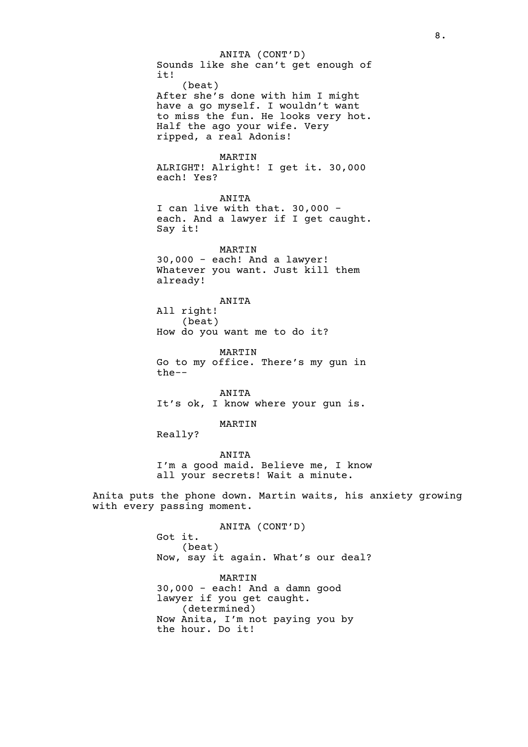ANITA (CONT'D)
Sounds like she can't get enough of it!
(beat)
After she's done with him I might have a go myself. I wouldn't want to miss the fun. He looks very hot. Half the ago your wife. Very ripped, a real Adonis!

MARTIN
ALRIGHT! Alright! I get it. 30,000 each! Yes?

ANITA
I can live with that. 30,000 - each. And a lawyer if I get caught. Say it!

MARTIN
30,000 - each! And a lawyer! Whatever you want. Just kill them already!

ANITA
All right!
(beat)
How do you want me to do it?

MARTIN
Go to my office. There's my gun in the--

ANITA
It's ok, I know where your gun is.

MARTIN
Really?

ANITA
I'm a good maid. Believe me, I know all your secrets! Wait a minute.

Anita puts the phone down. Martin waits, his anxiety growing with every passing moment.

ANITA (CONT'D)
Got it.
(beat)
Now, say it again. What's our deal?

MARTIN
30,000 - each! And a damn good lawyer if you get caught.
(determined)
Now Anita, I'm not paying you by the hour. Do it!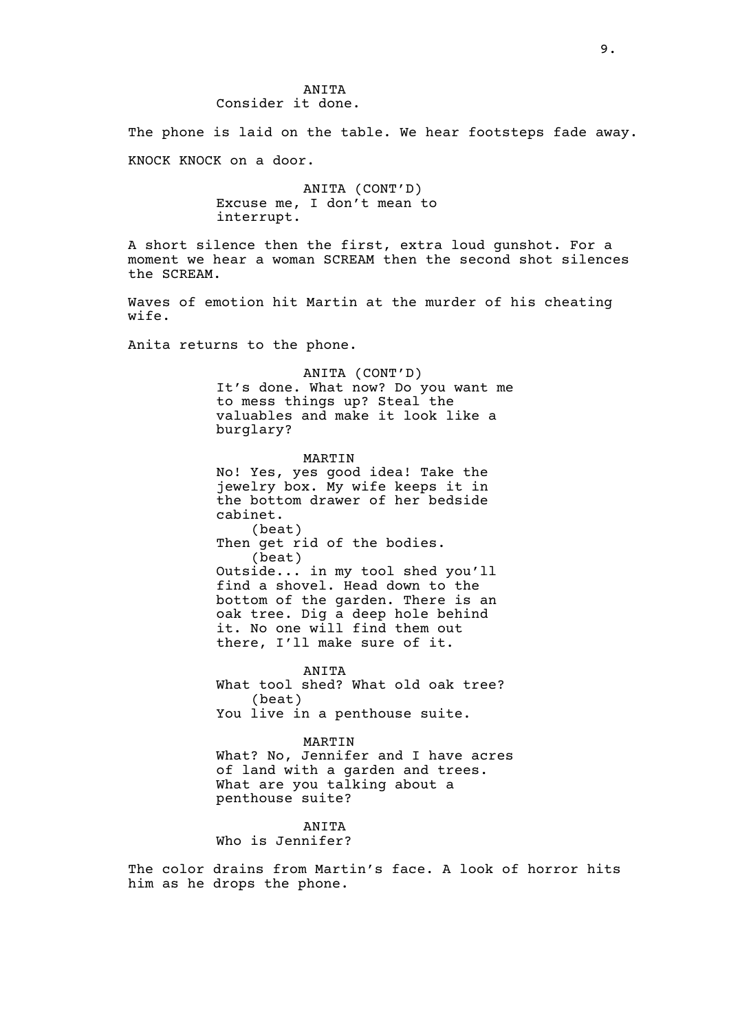ANITA
Consider it done.

The phone is laid on the table. We hear footsteps fade away.

KNOCK KNOCK on a door.

ANITA (CONT'D)
Excuse me, I don't mean to interrupt.

A short silence then the first, extra loud gunshot. For a moment we hear a woman SCREAM then the second shot silences the SCREAM.

Waves of emotion hit Martin at the murder of his cheating wife.

Anita returns to the phone.

ANITA (CONT'D)
It's done. What now? Do you want me to mess things up? Steal the valuables and make it look like a burglary?

MARTIN
No! Yes, yes good idea! Take the jewelry box. My wife keeps it in the bottom drawer of her bedside cabinet.
(beat)
Then get rid of the bodies.
(beat)
Outside... in my tool shed you'll find a shovel. Head down to the bottom of the garden. There is an oak tree. Dig a deep hole behind it. No one will find them out there, I'll make sure of it.

ANITA
What tool shed? What old oak tree?
(beat)
You live in a penthouse suite.

MARTIN
What? No, Jennifer and I have acres of land with a garden and trees. What are you talking about a penthouse suite?

ANITA
Who is Jennifer?

The color drains from Martin's face. A look of horror hits him as he drops the phone.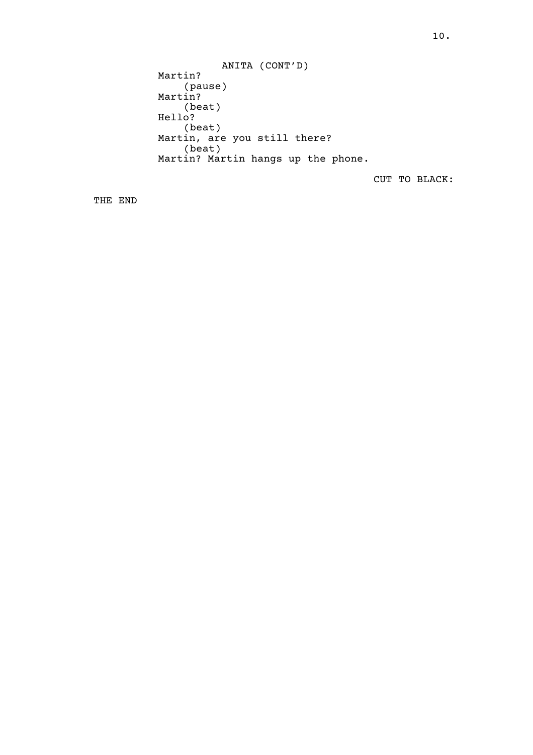ANITA (CONT'D)

Martin?

(pause)

Martin?

(beat)

Hello?

(beat)

Martin, are you still there?

(beat)

Martin? Martin hangs up the phone.

CUT TO BLACK:

THE END